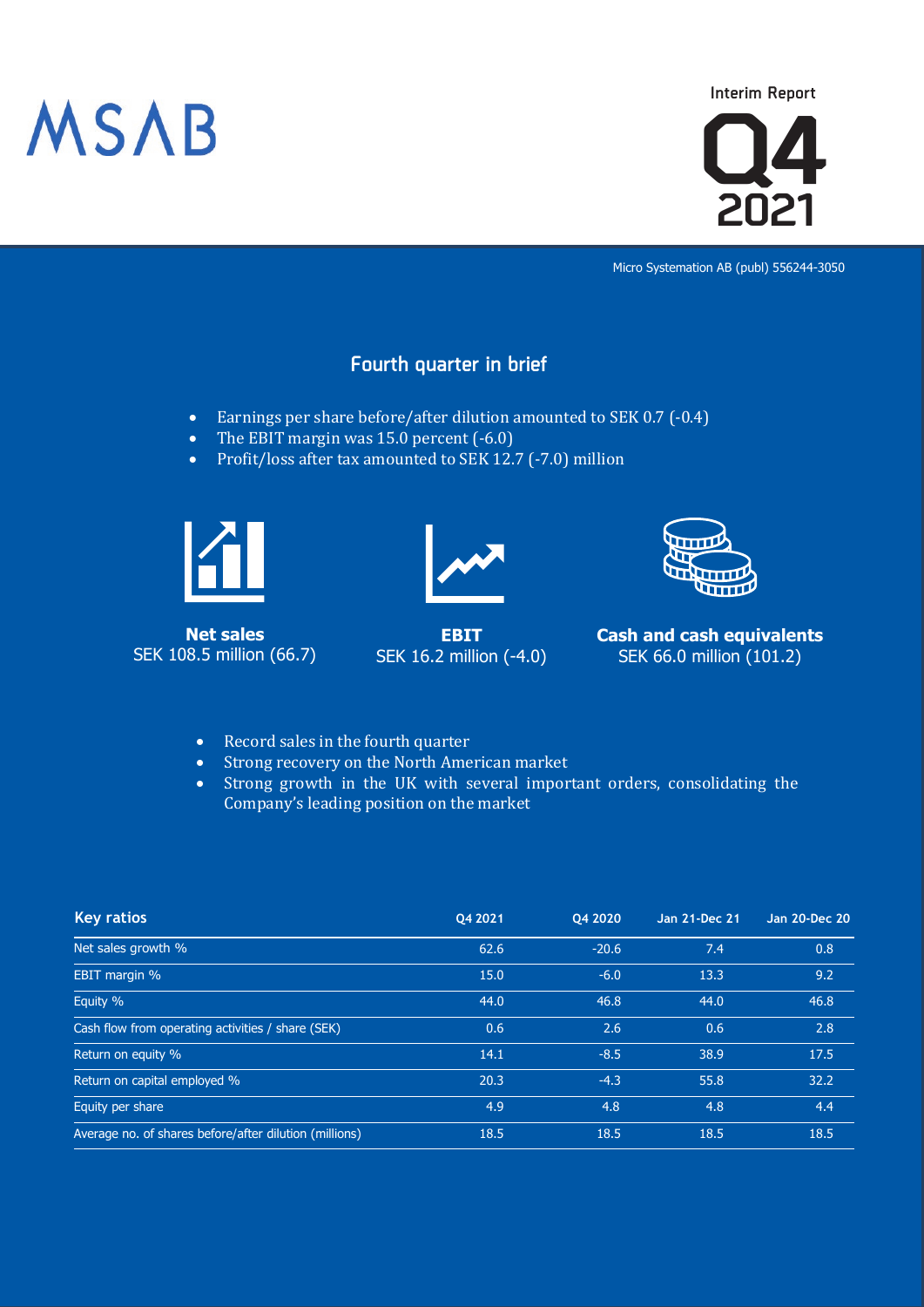MSAB

Interim Report

# Q4 2021

Micro Systemation AB (publ) 556244-3050

## Fourth quarter in brief

- Earnings per share before/after dilution amounted to SEK 0.7 (-0.4)
- The EBIT margin was 15.0 percent (-6.0)
- Profit/loss after tax amounted to SEK 12.7 (-7.0) million

**Net sales**
SEK 108.5 million (66.7)

**EBIT**
SEK 16.2 million (-4.0)

**Cash and cash equivalents**
SEK 66.0 million (101.2)

- Record sales in the fourth quarter
- Strong recovery on the North American market
- Strong growth in the UK with several important orders, consolidating the Company's leading position on the market

| Key ratios | Q4 2021 | Q4 2020 | Jan 21-Dec 21 | Jan 20-Dec 20 |
|---|---|---|---|---|
| Net sales growth % | 62.6 | -20.6 | 7.4 | 0.8 |
| EBIT margin % | 15.0 | -6.0 | 13.3 | 9.2 |
| Equity % | 44.0 | 46.8 | 44.0 | 46.8 |
| Cash flow from operating activities / share (SEK) | 0.6 | 2.6 | 0.6 | 2.8 |
| Return on equity % | 14.1 | -8.5 | 38.9 | 17.5 |
| Return on capital employed % | 20.3 | -4.3 | 55.8 | 32.2 |
| Equity per share | 4.9 | 4.8 | 4.8 | 4.4 |
| Average no. of shares before/after dilution (millions) | 18.5 | 18.5 | 18.5 | 18.5 |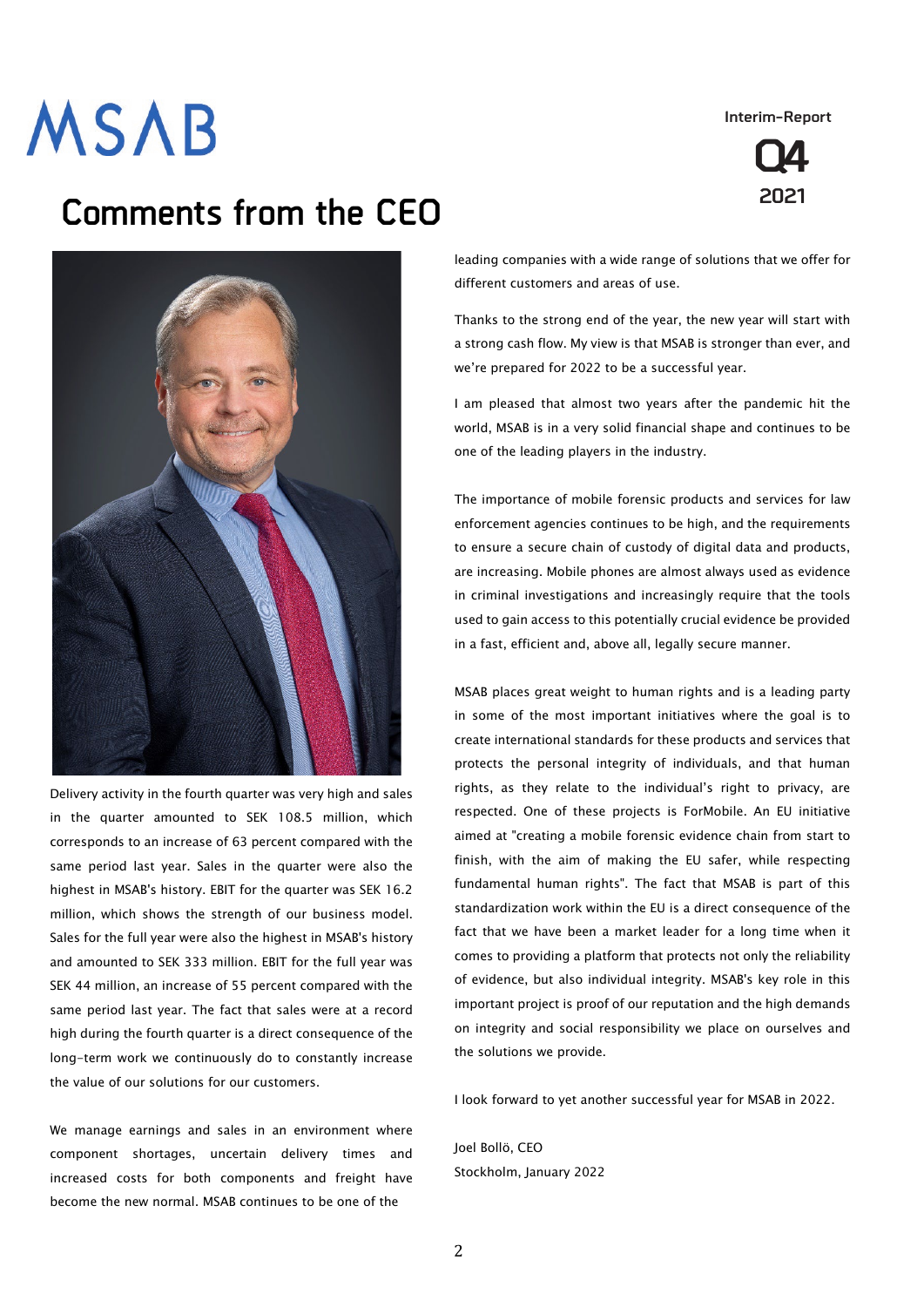# Comments from the CEO

Delivery activity in the fourth quarter was very high and sales in the quarter amounted to SEK 108.5 million, which corresponds to an increase of 63 percent compared with the same period last year. Sales in the quarter were also the highest in MSAB's history. EBIT for the quarter was SEK 16.2 million, which shows the strength of our business model. Sales for the full year were also the highest in MSAB's history and amounted to SEK 333 million. EBIT for the full year was SEK 44 million, an increase of 55 percent compared with the same period last year. The fact that sales were at a record high during the fourth quarter is a direct consequence of the long-term work we continuously do to constantly increase the value of our solutions for our customers.

We manage earnings and sales in an environment where component shortages, uncertain delivery times and increased costs for both components and freight have become the new normal. MSAB continues to be one of the leading companies with a wide range of solutions that we offer for different customers and areas of use.

Thanks to the strong end of the year, the new year will start with a strong cash flow. My view is that MSAB is stronger than ever, and we're prepared for 2022 to be a successful year.

I am pleased that almost two years after the pandemic hit the world, MSAB is in a very solid financial shape and continues to be one of the leading players in the industry.

The importance of mobile forensic products and services for law enforcement agencies continues to be high, and the requirements to ensure a secure chain of custody of digital data and products, are increasing. Mobile phones are almost always used as evidence in criminal investigations and increasingly require that the tools used to gain access to this potentially crucial evidence be provided in a fast, efficient and, above all, legally secure manner.

MSAB places great weight to human rights and is a leading party in some of the most important initiatives where the goal is to create international standards for these products and services that protects the personal integrity of individuals, and that human rights, as they relate to the individual's right to privacy, are respected. One of these projects is ForMobile. An EU initiative aimed at "creating a mobile forensic evidence chain from start to finish, with the aim of making the EU safer, while respecting fundamental human rights". The fact that MSAB is part of this standardization work within the EU is a direct consequence of the fact that we have been a market leader for a long time when it comes to providing a platform that protects not only the reliability of evidence, but also individual integrity. MSAB's key role in this important project is proof of our reputation and the high demands on integrity and social responsibility we place on ourselves and the solutions we provide.

I look forward to yet another successful year for MSAB in 2022.

Joel Bollö, CEO
Stockholm, January 2022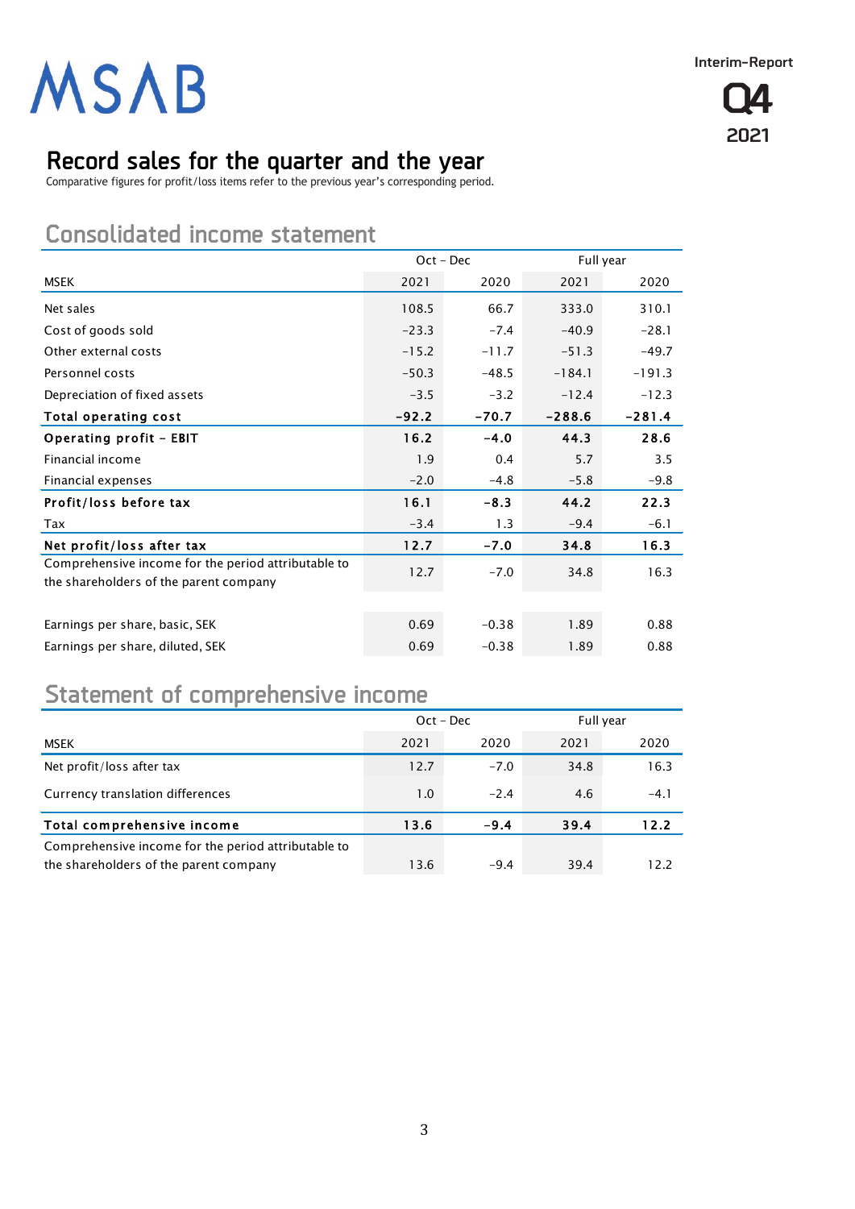# Record sales for the quarter and the year

Comparative figures for profit/loss items refer to the previous year's corresponding period.

## Consolidated income statement

| | Oct – Dec | | Full year | |
|---|---|---|---|---|
| MSEK | 2021 | 2020 | 2021 | 2020 |
| Net sales | 108.5 | 66.7 | 333.0 | 310.1 |
| Cost of goods sold | -23.3 | -7.4 | -40.9 | -28.1 |
| Other external costs | -15.2 | -11.7 | -51.3 | -49.7 |
| Personnel costs | -50.3 | -48.5 | -184.1 | -191.3 |
| Depreciation of fixed assets | -3.5 | -3.2 | -12.4 | -12.3 |
| **Total operating cost** | **-92.2** | **-70.7** | **-288.6** | **-281.4** |
| **Operating profit – EBIT** | **16.2** | **-4.0** | **44.3** | **28.6** |
| Financial income | 1.9 | 0.4 | 5.7 | 3.5 |
| Financial expenses | -2.0 | -4.8 | -5.8 | -9.8 |
| **Profit/loss before tax** | **16.1** | **-8.3** | **44.2** | **22.3** |
| Tax | -3.4 | 1.3 | -9.4 | -6.1 |
| **Net profit/loss after tax** | **12.7** | **-7.0** | **34.8** | **16.3** |
| Comprehensive income for the period attributable to the shareholders of the parent company | 12.7 | -7.0 | 34.8 | 16.3 |
| | | | | |
| Earnings per share, basic, SEK | 0.69 | -0.38 | 1.89 | 0.88 |
| Earnings per share, diluted, SEK | 0.69 | -0.38 | 1.89 | 0.88 |

## Statement of comprehensive income

| | Oct – Dec | | Full year | |
|---|---|---|---|---|
| MSEK | 2021 | 2020 | 2021 | 2020 |
| Net profit/loss after tax | 12.7 | -7.0 | 34.8 | 16.3 |
| Currency translation differences | 1.0 | -2.4 | 4.6 | -4.1 |
| **Total comprehensive income** | **13.6** | **-9.4** | **39.4** | **12.2** |
| Comprehensive income for the period attributable to the shareholders of the parent company | 13.6 | -9.4 | 39.4 | 12.2 |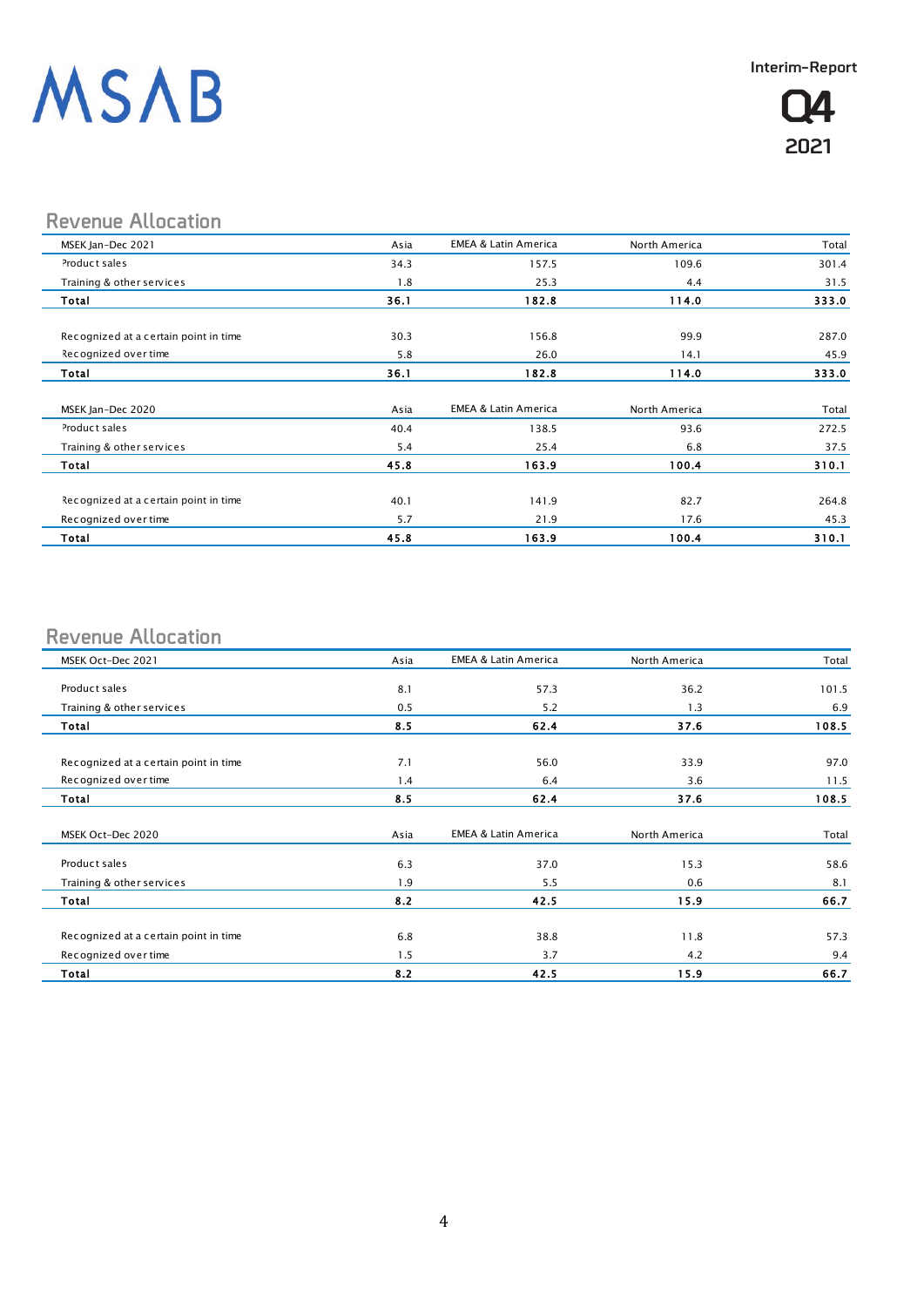## Revenue Allocation

| MSEK Jan-Dec 2021 | Asia | EMEA & Latin America | North America | Total |
|---|---|---|---|---|
| Product sales | 34.3 | 157.5 | 109.6 | 301.4 |
| Training & other services | 1.8 | 25.3 | 4.4 | 31.5 |
| **Total** | **36.1** | **182.8** | **114.0** | **333.0** |
| | | | | |
| Recognized at a certain point in time | 30.3 | 156.8 | 99.9 | 287.0 |
| Recognized over time | 5.8 | 26.0 | 14.1 | 45.9 |
| **Total** | **36.1** | **182.8** | **114.0** | **333.0** |

| MSEK Jan-Dec 2020 | Asia | EMEA & Latin America | North America | Total |
|---|---|---|---|---|
| Product sales | 40.4 | 138.5 | 93.6 | 272.5 |
| Training & other services | 5.4 | 25.4 | 6.8 | 37.5 |
| **Total** | **45.8** | **163.9** | **100.4** | **310.1** |
| | | | | |
| Recognized at a certain point in time | 40.1 | 141.9 | 82.7 | 264.8 |
| Recognized over time | 5.7 | 21.9 | 17.6 | 45.3 |
| **Total** | **45.8** | **163.9** | **100.4** | **310.1** |

## Revenue Allocation

| MSEK Oct-Dec 2021 | Asia | EMEA & Latin America | North America | Total |
|---|---|---|---|---|
| Product sales | 8.1 | 57.3 | 36.2 | 101.5 |
| Training & other services | 0.5 | 5.2 | 1.3 | 6.9 |
| **Total** | **8.5** | **62.4** | **37.6** | **108.5** |
| | | | | |
| Recognized at a certain point in time | 7.1 | 56.0 | 33.9 | 97.0 |
| Recognized over time | 1.4 | 6.4 | 3.6 | 11.5 |
| **Total** | **8.5** | **62.4** | **37.6** | **108.5** |

| MSEK Oct-Dec 2020 | Asia | EMEA & Latin America | North America | Total |
|---|---|---|---|---|
| Product sales | 6.3 | 37.0 | 15.3 | 58.6 |
| Training & other services | 1.9 | 5.5 | 0.6 | 8.1 |
| **Total** | **8.2** | **42.5** | **15.9** | **66.7** |
| | | | | |
| Recognized at a certain point in time | 6.8 | 38.8 | 11.8 | 57.3 |
| Recognized over time | 1.5 | 3.7 | 4.2 | 9.4 |
| **Total** | **8.2** | **42.5** | **15.9** | **66.7** |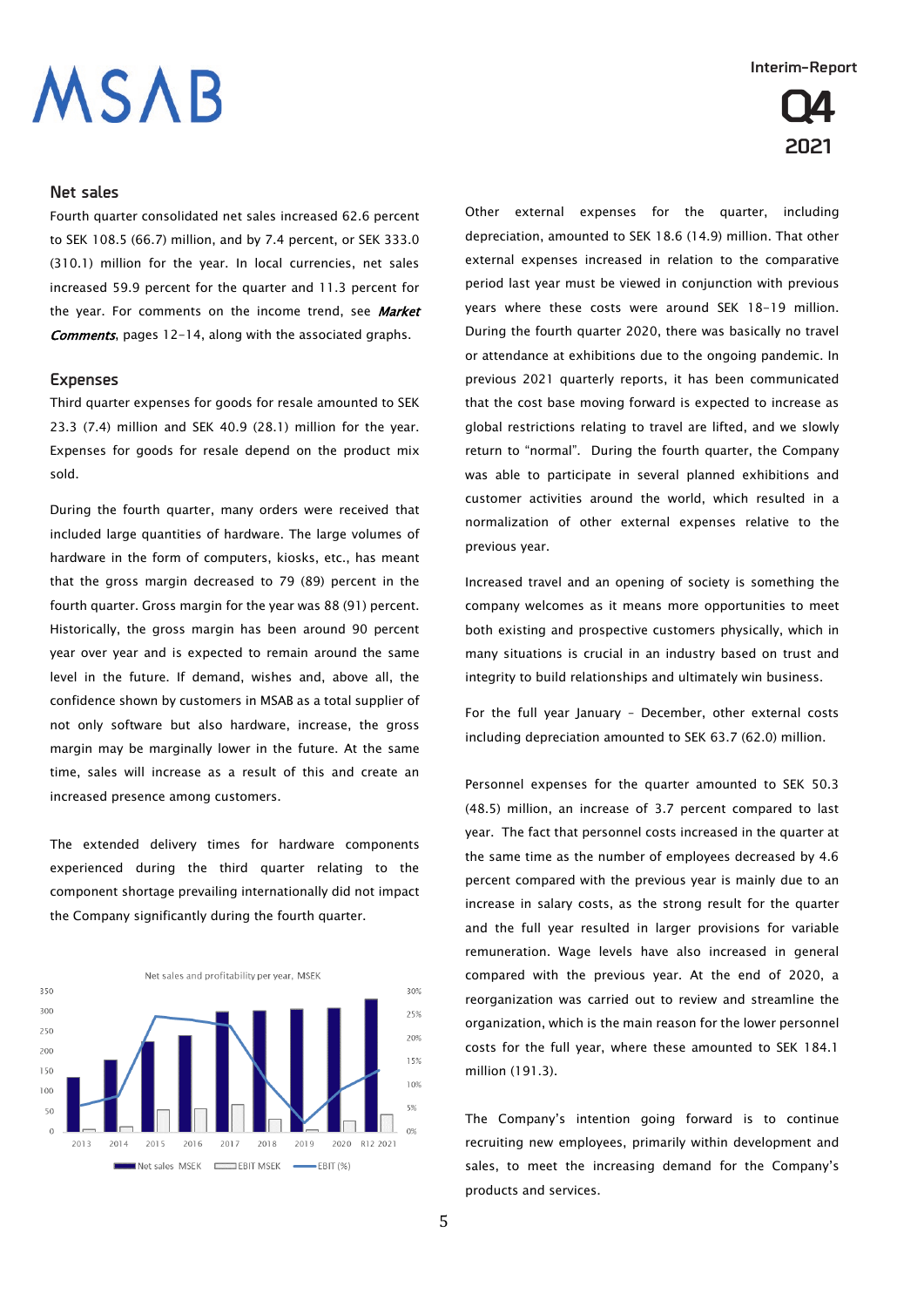## Net sales

Fourth quarter consolidated net sales increased 62.6 percent to SEK 108.5 (66.7) million, and by 7.4 percent, or SEK 333.0 (310.1) million for the year. In local currencies, net sales increased 59.9 percent for the quarter and 11.3 percent for the year. For comments on the income trend, see ***Market Comments***, pages 12-14, along with the associated graphs.

## Expenses

Third quarter expenses for goods for resale amounted to SEK 23.3 (7.4) million and SEK 40.9 (28.1) million for the year. Expenses for goods for resale depend on the product mix sold.

During the fourth quarter, many orders were received that included large quantities of hardware. The large volumes of hardware in the form of computers, kiosks, etc., has meant that the gross margin decreased to 79 (89) percent in the fourth quarter. Gross margin for the year was 88 (91) percent. Historically, the gross margin has been around 90 percent year over year and is expected to remain around the same level in the future. If demand, wishes and, above all, the confidence shown by customers in MSAB as a total supplier of not only software but also hardware, increase, the gross margin may be marginally lower in the future. At the same time, sales will increase as a result of this and create an increased presence among customers.

The extended delivery times for hardware components experienced during the third quarter relating to the component shortage prevailing internationally did not impact the Company significantly during the fourth quarter.

Net sales and profitability per year, MSEK

Other external expenses for the quarter, including depreciation, amounted to SEK 18.6 (14.9) million. That other external expenses increased in relation to the comparative period last year must be viewed in conjunction with previous years where these costs were around SEK 18-19 million. During the fourth quarter 2020, there was basically no travel or attendance at exhibitions due to the ongoing pandemic. In previous 2021 quarterly reports, it has been communicated that the cost base moving forward is expected to increase as global restrictions relating to travel are lifted, and we slowly return to "normal". During the fourth quarter, the Company was able to participate in several planned exhibitions and customer activities around the world, which resulted in a normalization of other external expenses relative to the previous year.

Increased travel and an opening of society is something the company welcomes as it means more opportunities to meet both existing and prospective customers physically, which in many situations is crucial in an industry based on trust and integrity to build relationships and ultimately win business.

For the full year January – December, other external costs including depreciation amounted to SEK 63.7 (62.0) million.

Personnel expenses for the quarter amounted to SEK 50.3 (48.5) million, an increase of 3.7 percent compared to last year. The fact that personnel costs increased in the quarter at the same time as the number of employees decreased by 4.6 percent compared with the previous year is mainly due to an increase in salary costs, as the strong result for the quarter and the full year resulted in larger provisions for variable remuneration. Wage levels have also increased in general compared with the previous year. At the end of 2020, a reorganization was carried out to review and streamline the organization, which is the main reason for the lower personnel costs for the full year, where these amounted to SEK 184.1 million (191.3).

The Company's intention going forward is to continue recruiting new employees, primarily within development and sales, to meet the increasing demand for the Company's products and services.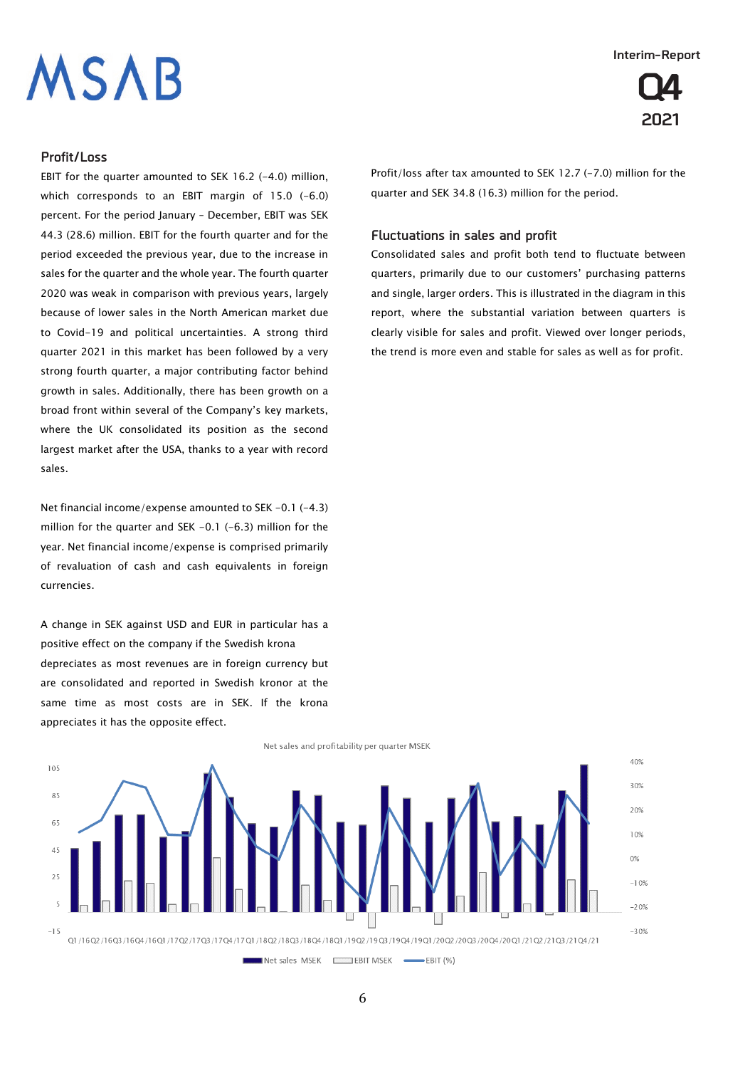## Profit/Loss

EBIT for the quarter amounted to SEK 16.2 (-4.0) million, which corresponds to an EBIT margin of 15.0 (-6.0) percent. For the period January – December, EBIT was SEK 44.3 (28.6) million. EBIT for the fourth quarter and for the period exceeded the previous year, due to the increase in sales for the quarter and the whole year. The fourth quarter 2020 was weak in comparison with previous years, largely because of lower sales in the North American market due to Covid-19 and political uncertainties. A strong third quarter 2021 in this market has been followed by a very strong fourth quarter, a major contributing factor behind growth in sales. Additionally, there has been growth on a broad front within several of the Company's key markets, where the UK consolidated its position as the second largest market after the USA, thanks to a year with record sales.

Net financial income/expense amounted to SEK -0.1 (-4.3) million for the quarter and SEK -0.1 (-6.3) million for the year. Net financial income/expense is comprised primarily of revaluation of cash and cash equivalents in foreign currencies.

A change in SEK against USD and EUR in particular has a positive effect on the company if the Swedish krona depreciates as most revenues are in foreign currency but are consolidated and reported in Swedish kronor at the same time as most costs are in SEK. If the krona appreciates it has the opposite effect.

Profit/loss after tax amounted to SEK 12.7 (-7.0) million for the quarter and SEK 34.8 (16.3) million for the period.

## Fluctuations in sales and profit

Consolidated sales and profit both tend to fluctuate between quarters, primarily due to our customers' purchasing patterns and single, larger orders. This is illustrated in the diagram in this report, where the substantial variation between quarters is clearly visible for sales and profit. Viewed over longer periods, the trend is more even and stable for sales as well as for profit.

Net sales and profitability per quarter MSEK

Legend: Net sales MSEK, EBIT MSEK, EBIT (%)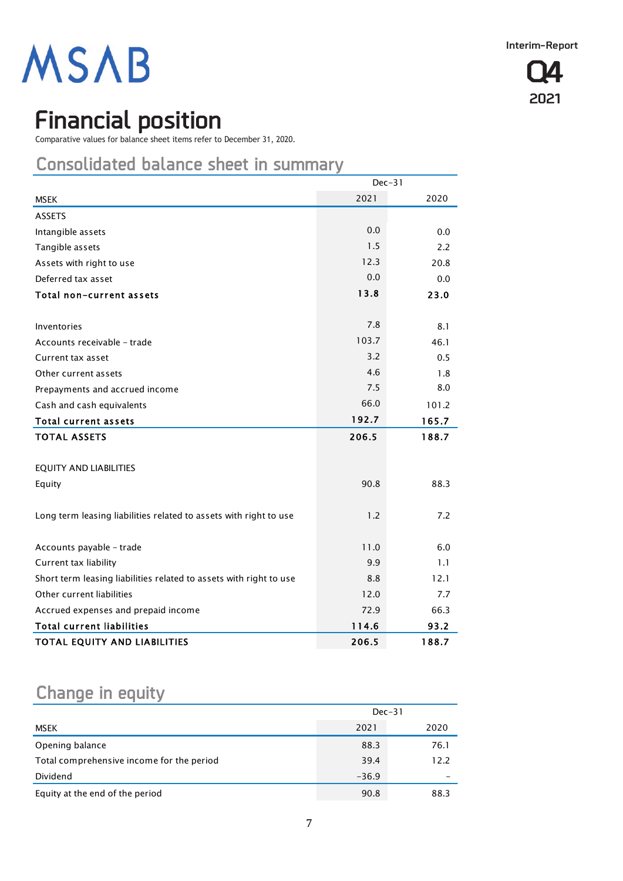# Financial position

Comparative values for balance sheet items refer to December 31, 2020.

## Consolidated balance sheet in summary

| | Dec-31 | |
|---|---|---|
| MSEK | 2021 | 2020 |
| ASSETS | | |
| Intangible assets | 0.0 | 0.0 |
| Tangible assets | 1.5 | 2.2 |
| Assets with right to use | 12.3 | 20.8 |
| Deferred tax asset | 0.0 | 0.0 |
| **Total non-current assets** | **13.8** | **23.0** |
| | | |
| Inventories | 7.8 | 8.1 |
| Accounts receivable - trade | 103.7 | 46.1 |
| Current tax asset | 3.2 | 0.5 |
| Other current assets | 4.6 | 1.8 |
| Prepayments and accrued income | 7.5 | 8.0 |
| Cash and cash equivalents | 66.0 | 101.2 |
| **Total current assets** | **192.7** | **165.7** |
| **TOTAL ASSETS** | **206.5** | **188.7** |
| | | |
| EQUITY AND LIABILITIES | | |
| Equity | 90.8 | 88.3 |
| | | |
| Long term leasing liabilities related to assets with right to use | 1.2 | 7.2 |
| | | |
| Accounts payable - trade | 11.0 | 6.0 |
| Current tax liability | 9.9 | 1.1 |
| Short term leasing liabilities related to assets with right to use | 8.8 | 12.1 |
| Other current liabilities | 12.0 | 7.7 |
| Accrued expenses and prepaid income | 72.9 | 66.3 |
| **Total current liabilities** | **114.6** | **93.2** |
| **TOTAL EQUITY AND LIABILITIES** | **206.5** | **188.7** |

## Change in equity

| | Dec-31 | |
|---|---|---|
| MSEK | 2021 | 2020 |
| Opening balance | 88.3 | 76.1 |
| Total comprehensive income for the period | 39.4 | 12.2 |
| Dividend | -36.9 | - |
| Equity at the end of the period | 90.8 | 88.3 |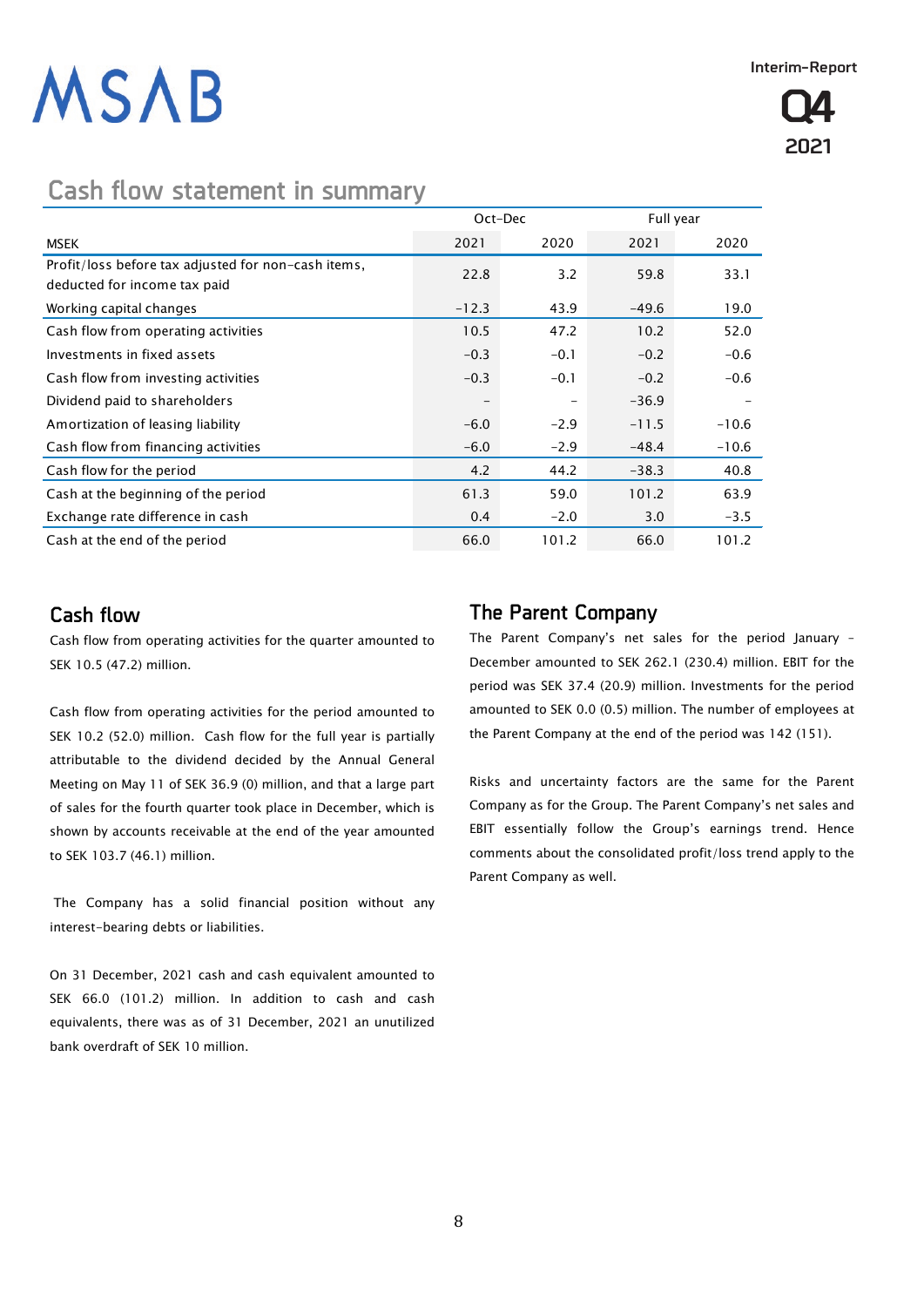## Cash flow statement in summary

| | Oct-Dec | | Full year | |
|---|---|---|---|---|
| MSEK | 2021 | 2020 | 2021 | 2020 |
| Profit/loss before tax adjusted for non-cash items, deducted for income tax paid | 22.8 | 3.2 | 59.8 | 33.1 |
| Working capital changes | -12.3 | 43.9 | -49.6 | 19.0 |
| Cash flow from operating activities | 10.5 | 47.2 | 10.2 | 52.0 |
| Investments in fixed assets | -0.3 | -0.1 | -0.2 | -0.6 |
| Cash flow from investing activities | -0.3 | -0.1 | -0.2 | -0.6 |
| Dividend paid to shareholders | - | - | -36.9 | - |
| Amortization of leasing liability | -6.0 | -2.9 | -11.5 | -10.6 |
| Cash flow from financing activities | -6.0 | -2.9 | -48.4 | -10.6 |
| Cash flow for the period | 4.2 | 44.2 | -38.3 | 40.8 |
| Cash at the beginning of the period | 61.3 | 59.0 | 101.2 | 63.9 |
| Exchange rate difference in cash | 0.4 | -2.0 | 3.0 | -3.5 |
| Cash at the end of the period | 66.0 | 101.2 | 66.0 | 101.2 |

## Cash flow

Cash flow from operating activities for the quarter amounted to SEK 10.5 (47.2) million.

Cash flow from operating activities for the period amounted to SEK 10.2 (52.0) million. Cash flow for the full year is partially attributable to the dividend decided by the Annual General Meeting on May 11 of SEK 36.9 (0) million, and that a large part of sales for the fourth quarter took place in December, which is shown by accounts receivable at the end of the year amounted to SEK 103.7 (46.1) million.

The Company has a solid financial position without any interest-bearing debts or liabilities.

On 31 December, 2021 cash and cash equivalent amounted to SEK 66.0 (101.2) million. In addition to cash and cash equivalents, there was as of 31 December, 2021 an unutilized bank overdraft of SEK 10 million.

## The Parent Company

The Parent Company's net sales for the period January – December amounted to SEK 262.1 (230.4) million. EBIT for the period was SEK 37.4 (20.9) million. Investments for the period amounted to SEK 0.0 (0.5) million. The number of employees at the Parent Company at the end of the period was 142 (151).

Risks and uncertainty factors are the same for the Parent Company as for the Group. The Parent Company's net sales and EBIT essentially follow the Group's earnings trend. Hence comments about the consolidated profit/loss trend apply to the Parent Company as well.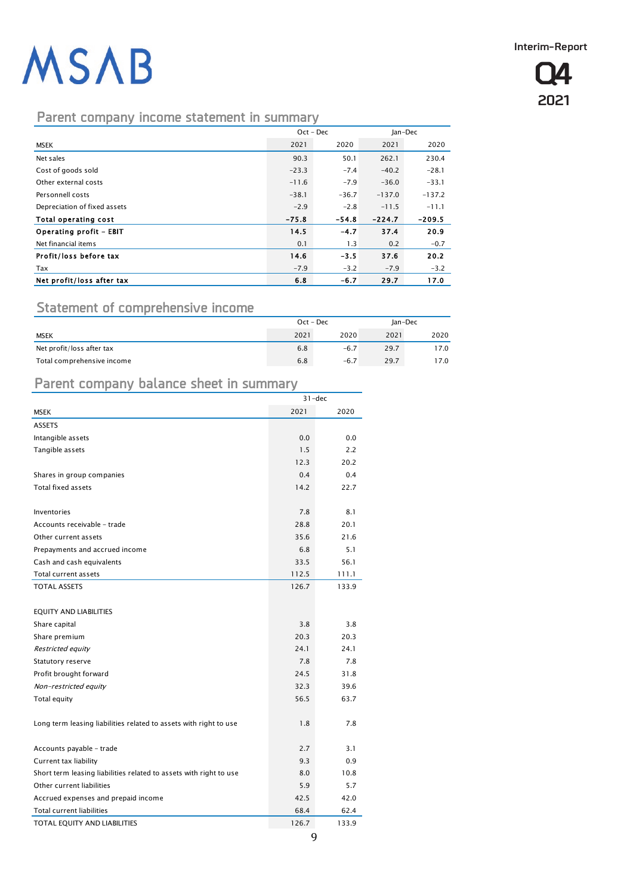## Parent company income statement in summary

| MSEK | Oct – Dec 2021 | Oct – Dec 2020 | Jan-Dec 2021 | Jan-Dec 2020 |
|---|---|---|---|---|
| Net sales | 90.3 | 50.1 | 262.1 | 230.4 |
| Cost of goods sold | -23.3 | -7.4 | -40.2 | -28.1 |
| Other external costs | -11.6 | -7.9 | -36.0 | -33.1 |
| Personnell costs | -38.1 | -36.7 | -137.0 | -137.2 |
| Depreciation of fixed assets | -2.9 | -2.8 | -11.5 | -11.1 |
| **Total operating cost** | **-75.8** | **-54.8** | **-224.7** | **-209.5** |
| **Operating profit - EBIT** | **14.5** | **-4.7** | **37.4** | **20.9** |
| Net financial items | 0.1 | 1.3 | 0.2 | -0.7 |
| **Profit/loss before tax** | **14.6** | **-3.5** | **37.6** | **20.2** |
| Tax | -7.9 | -3.2 | -7.9 | -3.2 |
| **Net profit/loss after tax** | **6.8** | **-6.7** | **29.7** | **17.0** |

## Statement of comprehensive income

| MSEK | Oct – Dec 2021 | Oct – Dec 2020 | Jan-Dec 2021 | Jan-Dec 2020 |
|---|---|---|---|---|
| Net profit/loss after tax | 6.8 | -6.7 | 29.7 | 17.0 |
| Total comprehensive income | 6.8 | -6.7 | 29.7 | 17.0 |

## Parent company balance sheet in summary

| MSEK | 31-dec 2021 | 31-dec 2020 |
|---|---|---|
| ASSETS | | |
| Intangible assets | 0.0 | 0.0 |
| Tangible assets | 1.5 | 2.2 |
| | 12.3 | 20.2 |
| Shares in group companies | 0.4 | 0.4 |
| Total fixed assets | 14.2 | 22.7 |
| | | |
| Inventories | 7.8 | 8.1 |
| Accounts receivable - trade | 28.8 | 20.1 |
| Other current assets | 35.6 | 21.6 |
| Prepayments and accrued income | 6.8 | 5.1 |
| Cash and cash equivalents | 33.5 | 56.1 |
| Total current assets | 112.5 | 111.1 |
| TOTAL ASSETS | 126.7 | 133.9 |
| | | |
| EQUITY AND LIABILITIES | | |
| Share capital | 3.8 | 3.8 |
| Share premium | 20.3 | 20.3 |
| *Restricted equity* | 24.1 | 24.1 |
| Statutory reserve | 7.8 | 7.8 |
| Profit brought forward | 24.5 | 31.8 |
| *Non-restricted equity* | 32.3 | 39.6 |
| Total equity | 56.5 | 63.7 |
| | | |
| Long term leasing liabilities related to assets with right to use | 1.8 | 7.8 |
| | | |
| Accounts payable - trade | 2.7 | 3.1 |
| Current tax liability | 9.3 | 0.9 |
| Short term leasing liabilities related to assets with right to use | 8.0 | 10.8 |
| Other current liabilities | 5.9 | 5.7 |
| Accrued expenses and prepaid income | 42.5 | 42.0 |
| Total current liabilities | 68.4 | 62.4 |
| TOTAL EQUITY AND LIABILITIES | 126.7 | 133.9 |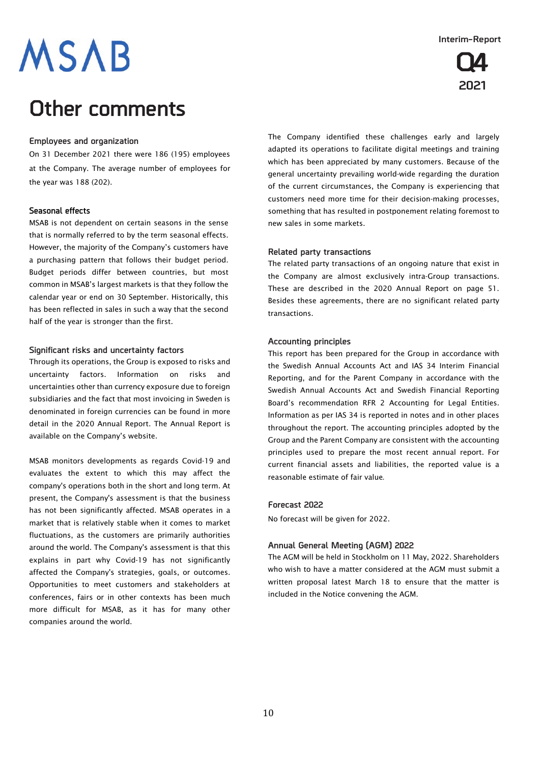# Other comments

### Employees and organization

On 31 December 2021 there were 186 (195) employees at the Company. The average number of employees for the year was 188 (202).

### Seasonal effects

MSAB is not dependent on certain seasons in the sense that is normally referred to by the term seasonal effects. However, the majority of the Company's customers have a purchasing pattern that follows their budget period. Budget periods differ between countries, but most common in MSAB's largest markets is that they follow the calendar year or end on 30 September. Historically, this has been reflected in sales in such a way that the second half of the year is stronger than the first.

### Significant risks and uncertainty factors

Through its operations, the Group is exposed to risks and uncertainty factors. Information on risks and uncertainties other than currency exposure due to foreign subsidiaries and the fact that most invoicing in Sweden is denominated in foreign currencies can be found in more detail in the 2020 Annual Report. The Annual Report is available on the Company's website.

MSAB monitors developments as regards Covid-19 and evaluates the extent to which this may affect the company's operations both in the short and long term. At present, the Company's assessment is that the business has not been significantly affected. MSAB operates in a market that is relatively stable when it comes to market fluctuations, as the customers are primarily authorities around the world. The Company's assessment is that this explains in part why Covid-19 has not significantly affected the Company's strategies, goals, or outcomes. Opportunities to meet customers and stakeholders at conferences, fairs or in other contexts has been much more difficult for MSAB, as it has for many other companies around the world.

The Company identified these challenges early and largely adapted its operations to facilitate digital meetings and training which has been appreciated by many customers. Because of the general uncertainty prevailing world-wide regarding the duration of the current circumstances, the Company is experiencing that customers need more time for their decision-making processes, something that has resulted in postponement relating foremost to new sales in some markets.

### Related party transactions

The related party transactions of an ongoing nature that exist in the Company are almost exclusively intra-Group transactions. These are described in the 2020 Annual Report on page 51. Besides these agreements, there are no significant related party transactions.

### Accounting principles

This report has been prepared for the Group in accordance with the Swedish Annual Accounts Act and IAS 34 Interim Financial Reporting, and for the Parent Company in accordance with the Swedish Annual Accounts Act and Swedish Financial Reporting Board's recommendation RFR 2 Accounting for Legal Entities. Information as per IAS 34 is reported in notes and in other places throughout the report. The accounting principles adopted by the Group and the Parent Company are consistent with the accounting principles used to prepare the most recent annual report. For current financial assets and liabilities, the reported value is a reasonable estimate of fair value.

### Forecast 2022

No forecast will be given for 2022.

### Annual General Meeting (AGM) 2022

The AGM will be held in Stockholm on 11 May, 2022. Shareholders who wish to have a matter considered at the AGM must submit a written proposal latest March 18 to ensure that the matter is included in the Notice convening the AGM.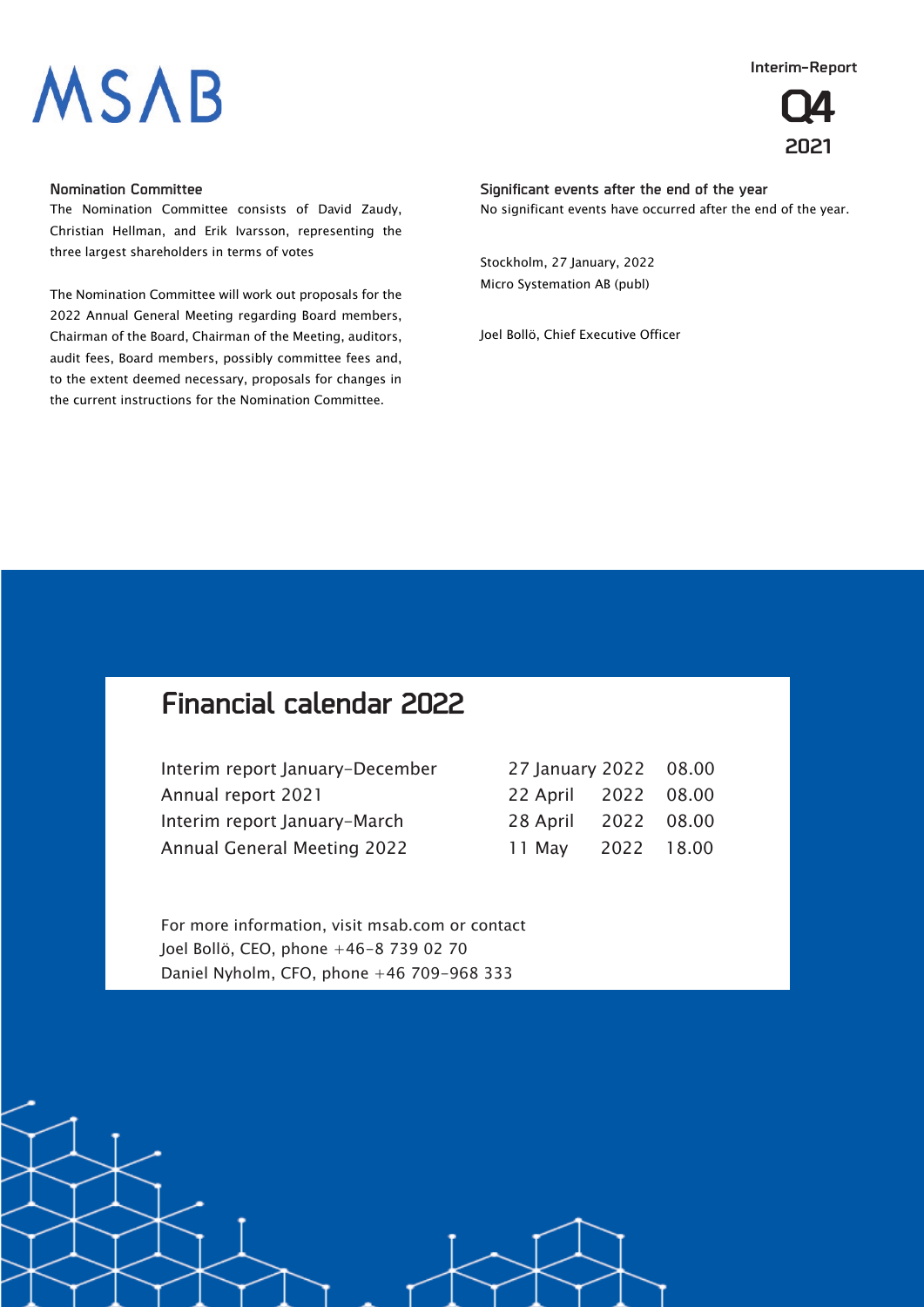## Nomination Committee

The Nomination Committee consists of David Zaudy, Christian Hellman, and Erik Ivarsson, representing the three largest shareholders in terms of votes

The Nomination Committee will work out proposals for the 2022 Annual General Meeting regarding Board members, Chairman of the Board, Chairman of the Meeting, auditors, audit fees, Board members, possibly committee fees and, to the extent deemed necessary, proposals for changes in the current instructions for the Nomination Committee.

## Significant events after the end of the year

No significant events have occurred after the end of the year.

Stockholm, 27 January, 2022
Micro Systemation AB (publ)

Joel Bollö, Chief Executive Officer

# Financial calendar 2022

| | | |
|---|---|---|
| Interim report January–December | 27 January 2022 | 08.00 |
| Annual report 2021 | 22 April 2022 | 08.00 |
| Interim report January–March | 28 April 2022 | 08.00 |
| Annual General Meeting 2022 | 11 May 2022 | 18.00 |

For more information, visit msab.com or contact
Joel Bollö, CEO, phone +46-8 739 02 70
Daniel Nyholm, CFO, phone +46 709-968 333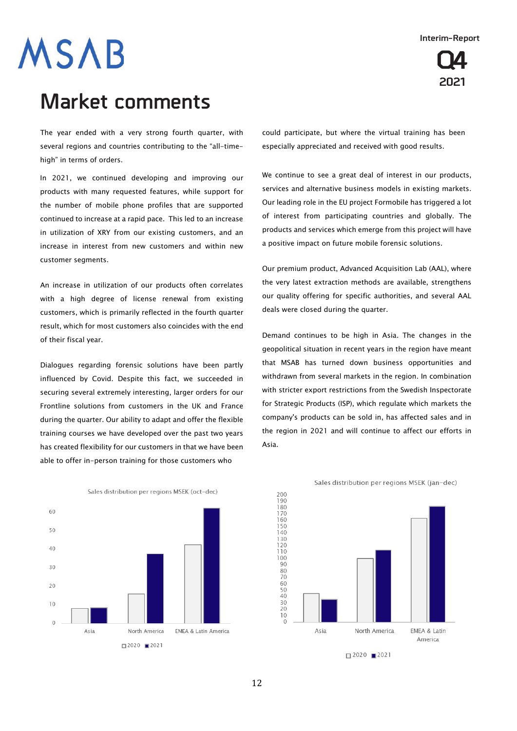# Market comments

The year ended with a very strong fourth quarter, with several regions and countries contributing to the "all-time-high" in terms of orders.

In 2021, we continued developing and improving our products with many requested features, while support for the number of mobile phone profiles that are supported continued to increase at a rapid pace. This led to an increase in utilization of XRY from our existing customers, and an increase in interest from new customers and within new customer segments.

An increase in utilization of our products often correlates with a high degree of license renewal from existing customers, which is primarily reflected in the fourth quarter result, which for most customers also coincides with the end of their fiscal year.

Dialogues regarding forensic solutions have been partly influenced by Covid. Despite this fact, we succeeded in securing several extremely interesting, larger orders for our Frontline solutions from customers in the UK and France during the quarter. Our ability to adapt and offer the flexible training courses we have developed over the past two years has created flexibility for our customers in that we have been able to offer in-person training for those customers who could participate, but where the virtual training has been especially appreciated and received with good results.

We continue to see a great deal of interest in our products, services and alternative business models in existing markets. Our leading role in the EU project Formobile has triggered a lot of interest from participating countries and globally. The products and services which emerge from this project will have a positive impact on future mobile forensic solutions.

Our premium product, Advanced Acquisition Lab (AAL), where the very latest extraction methods are available, strengthens our quality offering for specific authorities, and several AAL deals were closed during the quarter.

Demand continues to be high in Asia. The changes in the geopolitical situation in recent years in the region have meant that MSAB has turned down business opportunities and withdrawn from several markets in the region. In combination with stricter export restrictions from the Swedish Inspectorate for Strategic Products (ISP), which regulate which markets the company's products can be sold in, has affected sales and in the region in 2021 and will continue to affect our efforts in Asia.

Sales distribution per regions MSEK (oct-dec)

Sales distribution per regions MSEK (jan-dec)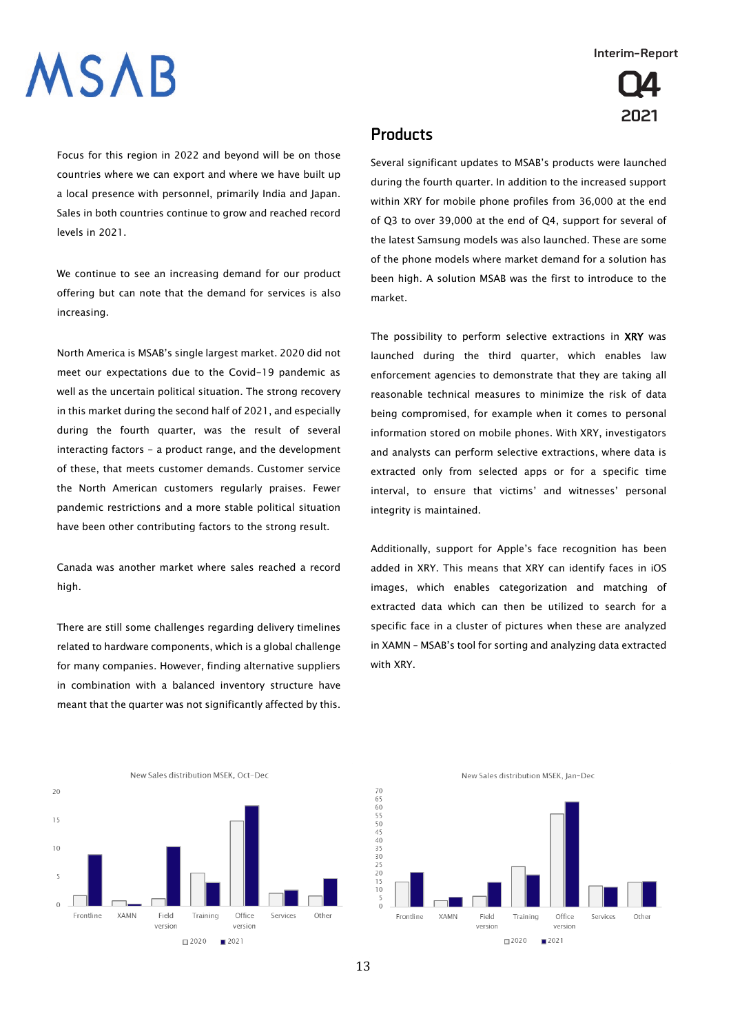Focus for this region in 2022 and beyond will be on those countries where we can export and where we have built up a local presence with personnel, primarily India and Japan. Sales in both countries continue to grow and reached record levels in 2021.

We continue to see an increasing demand for our product offering but can note that the demand for services is also increasing.

North America is MSAB's single largest market. 2020 did not meet our expectations due to the Covid-19 pandemic as well as the uncertain political situation. The strong recovery in this market during the second half of 2021, and especially during the fourth quarter, was the result of several interacting factors - a product range, and the development of these, that meets customer demands. Customer service the North American customers regularly praises. Fewer pandemic restrictions and a more stable political situation have been other contributing factors to the strong result.

Canada was another market where sales reached a record high.

There are still some challenges regarding delivery timelines related to hardware components, which is a global challenge for many companies. However, finding alternative suppliers in combination with a balanced inventory structure have meant that the quarter was not significantly affected by this.

## Products

Several significant updates to MSAB's products were launched during the fourth quarter. In addition to the increased support within XRY for mobile phone profiles from 36,000 at the end of Q3 to over 39,000 at the end of Q4, support for several of the latest Samsung models was also launched. These are some of the phone models where market demand for a solution has been high. A solution MSAB was the first to introduce to the market.

The possibility to perform selective extractions in **XRY** was launched during the third quarter, which enables law enforcement agencies to demonstrate that they are taking all reasonable technical measures to minimize the risk of data being compromised, for example when it comes to personal information stored on mobile phones. With XRY, investigators and analysts can perform selective extractions, where data is extracted only from selected apps or for a specific time interval, to ensure that victims' and witnesses' personal integrity is maintained.

Additionally, support for Apple's face recognition has been added in XRY. This means that XRY can identify faces in iOS images, which enables categorization and matching of extracted data which can then be utilized to search for a specific face in a cluster of pictures when these are analyzed in XAMN – MSAB's tool for sorting and analyzing data extracted with XRY.

New Sales distribution MSEK, Oct-Dec

New Sales distribution MSEK, Jan-Dec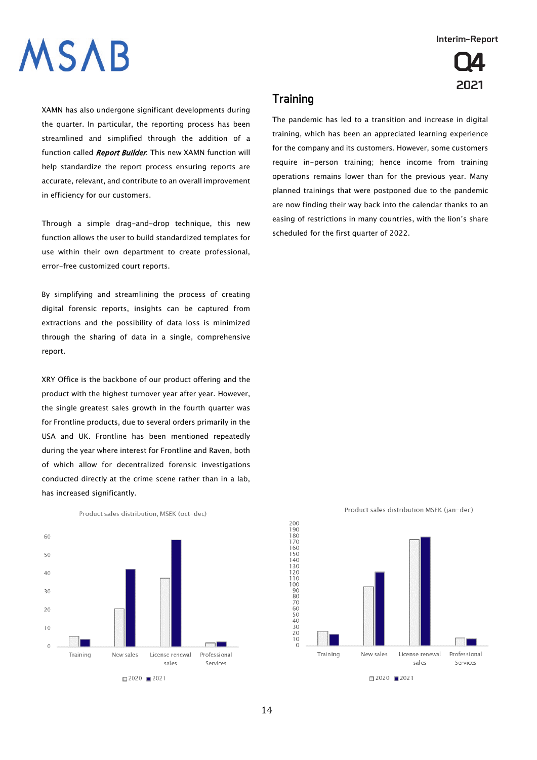XAMN has also undergone significant developments during the quarter. In particular, the reporting process has been streamlined and simplified through the addition of a function called ***Report Builder***. This new XAMN function will help standardize the report process ensuring reports are accurate, relevant, and contribute to an overall improvement in efficiency for our customers.

Through a simple drag-and-drop technique, this new function allows the user to build standardized templates for use within their own department to create professional, error-free customized court reports.

By simplifying and streamlining the process of creating digital forensic reports, insights can be captured from extractions and the possibility of data loss is minimized through the sharing of data in a single, comprehensive report.

XRY Office is the backbone of our product offering and the product with the highest turnover year after year. However, the single greatest sales growth in the fourth quarter was for Frontline products, due to several orders primarily in the USA and UK. Frontline has been mentioned repeatedly during the year where interest for Frontline and Raven, both of which allow for decentralized forensic investigations conducted directly at the crime scene rather than in a lab, has increased significantly.

## Training

The pandemic has led to a transition and increase in digital training, which has been an appreciated learning experience for the company and its customers. However, some customers require in-person training; hence income from training operations remains lower than for the previous year. Many planned trainings that were postponed due to the pandemic are now finding their way back into the calendar thanks to an easing of restrictions in many countries, with the lion's share scheduled for the first quarter of 2022.

Product sales distribution, MSEK (oct-dec)

Training | New sales | License renewal sales | Professional Services

2020 | 2021

Product sales distribution MSEK (jan-dec)

Training | New sales | License renewal sales | Professional Services

2020 | 2021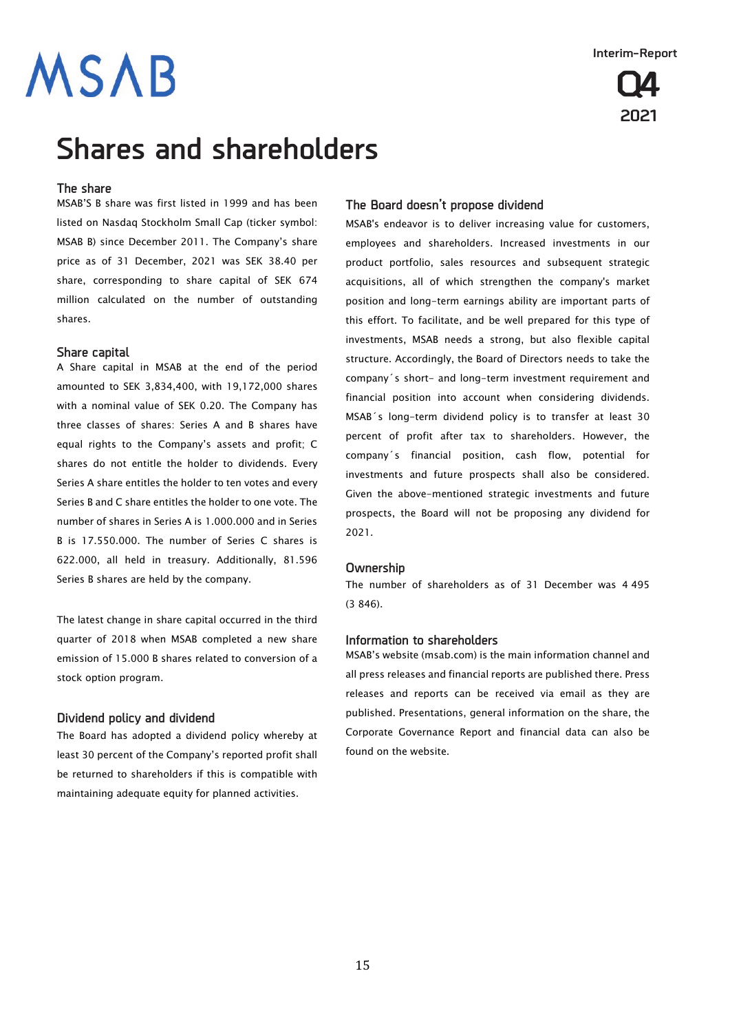# Shares and shareholders

### The share

MSAB'S B share was first listed in 1999 and has been listed on Nasdaq Stockholm Small Cap (ticker symbol: MSAB B) since December 2011. The Company's share price as of 31 December, 2021 was SEK 38.40 per share, corresponding to share capital of SEK 674 million calculated on the number of outstanding shares.

### Share capital

A Share capital in MSAB at the end of the period amounted to SEK 3,834,400, with 19,172,000 shares with a nominal value of SEK 0.20. The Company has three classes of shares: Series A and B shares have equal rights to the Company's assets and profit; C shares do not entitle the holder to dividends. Every Series A share entitles the holder to ten votes and every Series B and C share entitles the holder to one vote. The number of shares in Series A is 1.000.000 and in Series B is 17.550.000. The number of Series C shares is 622.000, all held in treasury. Additionally, 81.596 Series B shares are held by the company.

The latest change in share capital occurred in the third quarter of 2018 when MSAB completed a new share emission of 15.000 B shares related to conversion of a stock option program.

### Dividend policy and dividend

The Board has adopted a dividend policy whereby at least 30 percent of the Company's reported profit shall be returned to shareholders if this is compatible with maintaining adequate equity for planned activities.

### The Board doesn't propose dividend

MSAB's endeavor is to deliver increasing value for customers, employees and shareholders. Increased investments in our product portfolio, sales resources and subsequent strategic acquisitions, all of which strengthen the company's market position and long-term earnings ability are important parts of this effort. To facilitate, and be well prepared for this type of investments, MSAB needs a strong, but also flexible capital structure. Accordingly, the Board of Directors needs to take the company´s short- and long-term investment requirement and financial position into account when considering dividends. MSAB´s long-term dividend policy is to transfer at least 30 percent of profit after tax to shareholders. However, the company´s financial position, cash flow, potential for investments and future prospects shall also be considered. Given the above-mentioned strategic investments and future prospects, the Board will not be proposing any dividend for 2021.

### Ownership

The number of shareholders as of 31 December was 4 495 (3 846).

### Information to shareholders

MSAB's website (msab.com) is the main information channel and all press releases and financial reports are published there. Press releases and reports can be received via email as they are published. Presentations, general information on the share, the Corporate Governance Report and financial data can also be found on the website.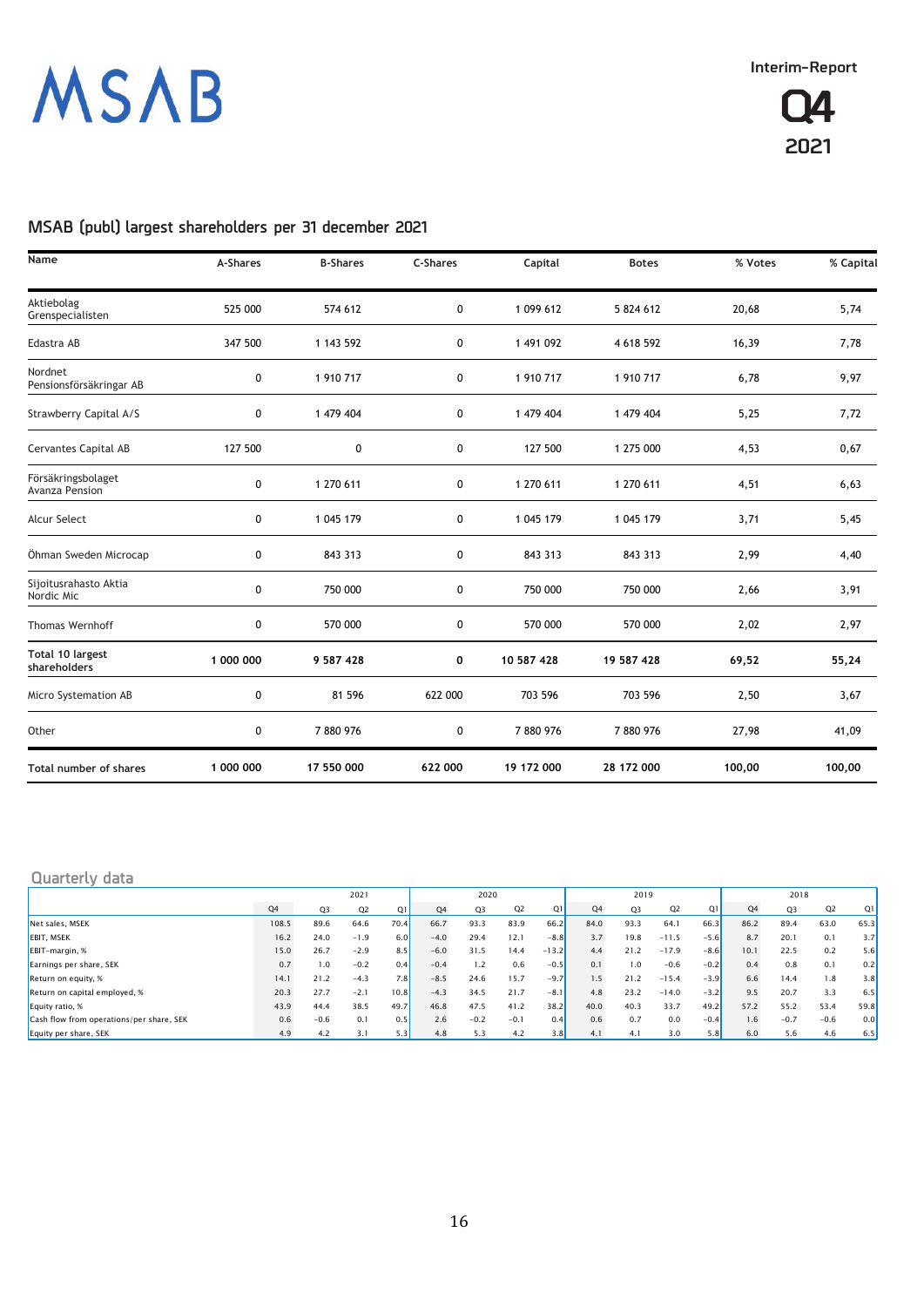## MSAB (publ) largest shareholders per 31 december 2021

| Name | A-Shares | B-Shares | C-Shares | Capital | Botes | % Votes | % Capital |
|---|---|---|---|---|---|---|---|
| Aktiebolag Grenspecialisten | 525 000 | 574 612 | 0 | 1 099 612 | 5 824 612 | 20,68 | 5,74 |
| Edastra AB | 347 500 | 1 143 592 | 0 | 1 491 092 | 4 618 592 | 16,39 | 7,78 |
| Nordnet Pensionsförsäkringar AB | 0 | 1 910 717 | 0 | 1 910 717 | 1 910 717 | 6,78 | 9,97 |
| Strawberry Capital A/S | 0 | 1 479 404 | 0 | 1 479 404 | 1 479 404 | 5,25 | 7,72 |
| Cervantes Capital AB | 127 500 | 0 | 0 | 127 500 | 1 275 000 | 4,53 | 0,67 |
| Försäkringsbolaget Avanza Pension | 0 | 1 270 611 | 0 | 1 270 611 | 1 270 611 | 4,51 | 6,63 |
| Alcur Select | 0 | 1 045 179 | 0 | 1 045 179 | 1 045 179 | 3,71 | 5,45 |
| Öhman Sweden Microcap | 0 | 843 313 | 0 | 843 313 | 843 313 | 2,99 | 4,40 |
| Sijoitusrahasto Aktia Nordic Mic | 0 | 750 000 | 0 | 750 000 | 750 000 | 2,66 | 3,91 |
| Thomas Wernhoff | 0 | 570 000 | 0 | 570 000 | 570 000 | 2,02 | 2,97 |
| **Total 10 largest shareholders** | **1 000 000** | **9 587 428** | **0** | **10 587 428** | **19 587 428** | **69,52** | **55,24** |
| Micro Systemation AB | 0 | 81 596 | 622 000 | 703 596 | 703 596 | 2,50 | 3,67 |
| Other | 0 | 7 880 976 | 0 | 7 880 976 | 7 880 976 | 27,98 | 41,09 |
| **Total number of shares** | **1 000 000** | **17 550 000** | **622 000** | **19 172 000** | **28 172 000** | **100,00** | **100,00** |

## Quarterly data

| | 2021 | | | | 2020 | | | | 2019 | | | | 2018 | | | |
|---|---|---|---|---|---|---|---|---|---|---|---|---|---|---|---|---|
| | Q4 | Q3 | Q2 | Q1 | Q4 | Q3 | Q2 | Q1 | Q4 | Q3 | Q2 | Q1 | Q4 | Q3 | Q2 | Q1 |
| Net sales, MSEK | 108.5 | 89.6 | 64.6 | 70.4 | 66.7 | 93.3 | 83.9 | 66.2 | 84.0 | 93.3 | 64.1 | 66.3 | 86.2 | 89.4 | 63.0 | 65.3 |
| EBIT, MSEK | 16.2 | 24.0 | −1.9 | 6.0 | −4.0 | 29.4 | 12.1 | −8.8 | 3.7 | 19.8 | −11.5 | −5.6 | 8.7 | 20.1 | 0.1 | 3.7 |
| EBIT-margin, % | 15.0 | 26.7 | −2.9 | 8.5 | −6.0 | 31.5 | 14.4 | −13.2 | 4.4 | 21.2 | −17.9 | −8.6 | 10.1 | 22.5 | 0.2 | 5.6 |
| Earnings per share, SEK | 0.7 | 1.0 | −0.2 | 0.4 | −0.4 | 1.2 | 0.6 | −0.5 | 0.1 | 1.0 | −0.6 | −0.2 | 0.4 | 0.8 | 0.1 | 0.2 |
| Return on equity, % | 14.1 | 21.2 | −4.3 | 7.8 | −8.5 | 24.6 | 15.7 | −9.7 | 1.5 | 21.2 | −15.4 | −3.9 | 6.6 | 14.4 | 1.8 | 3.8 |
| Return on capital employed, % | 20.3 | 27.7 | −2.1 | 10.8 | −4.3 | 34.5 | 21.7 | −8.1 | 4.8 | 23.2 | −14.0 | −3.2 | 9.5 | 20.7 | 3.3 | 6.5 |
| Equity ratio, % | 43.9 | 44.4 | 38.5 | 49.7 | 46.8 | 47.5 | 41.2 | 38.2 | 40.0 | 40.3 | 33.7 | 49.2 | 57.2 | 55.2 | 53.4 | 59.8 |
| Cash flow from operations/per share, SEK | 0.6 | −0.6 | 0.1 | 0.5 | 2.6 | −0.2 | −0.1 | 0.4 | 0.6 | 0.7 | 0.0 | −0.4 | 1.6 | −0.7 | −0.6 | 0.0 |
| Equity per share, SEK | 4.9 | 4.2 | 3.1 | 5.3 | 4.8 | 5.3 | 4.2 | 3.8 | 4.1 | 4.1 | 3.0 | 5.8 | 6.0 | 5.6 | 4.6 | 6.5 |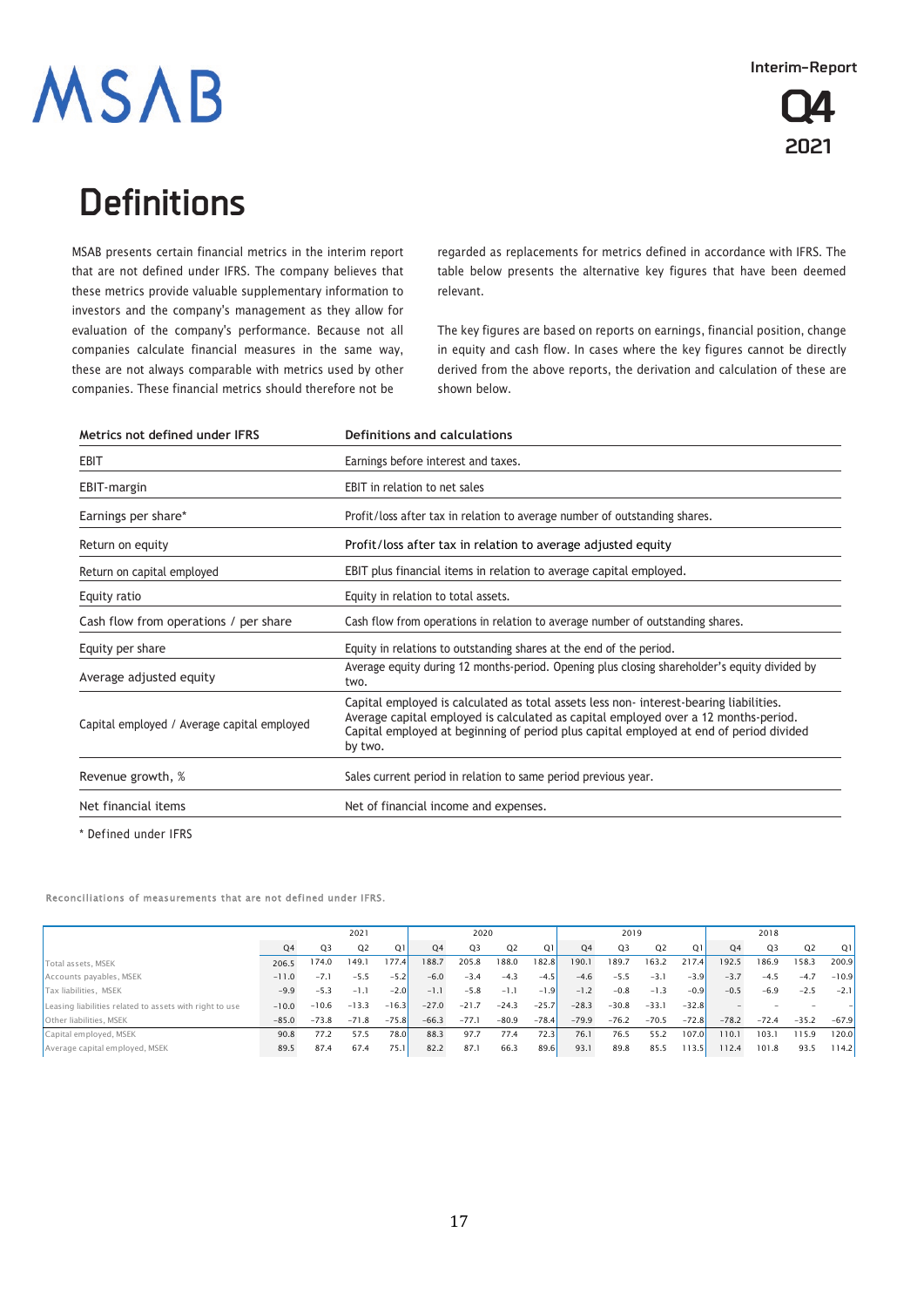# Definitions

MSAB presents certain financial metrics in the interim report that are not defined under IFRS. The company believes that these metrics provide valuable supplementary information to investors and the company's management as they allow for evaluation of the company's performance. Because not all companies calculate financial measures in the same way, these are not always comparable with metrics used by other companies. These financial metrics should therefore not be regarded as replacements for metrics defined in accordance with IFRS. The table below presents the alternative key figures that have been deemed relevant.

The key figures are based on reports on earnings, financial position, change in equity and cash flow. In cases where the key figures cannot be directly derived from the above reports, the derivation and calculation of these are shown below.

| Metrics not defined under IFRS | Definitions and calculations |
|---|---|
| EBIT | Earnings before interest and taxes. |
| EBIT-margin | EBIT in relation to net sales |
| Earnings per share* | Profit/loss after tax in relation to average number of outstanding shares. |
| Return on equity | Profit/loss after tax in relation to average adjusted equity |
| Return on capital employed | EBIT plus financial items in relation to average capital employed. |
| Equity ratio | Equity in relation to total assets. |
| Cash flow from operations / per share | Cash flow from operations in relation to average number of outstanding shares. |
| Equity per share | Equity in relations to outstanding shares at the end of the period. |
| Average adjusted equity | Average equity during 12 months-period. Opening plus closing shareholder's equity divided by two. |
| Capital employed / Average capital employed | Capital employed is calculated as total assets less non- interest-bearing liabilities. Average capital employed is calculated as capital employed over a 12 months-period. Capital employed at beginning of period plus capital employed at end of period divided by two. |
| Revenue growth, % | Sales current period in relation to same period previous year. |
| Net financial items | Net of financial income and expenses. |

\* Defined under IFRS

Reconciliations of measurements that are not defined under IFRS.

| | 2021 | | | | 2020 | | | | 2019 | | | | 2018 | | | |
|---|---|---|---|---|---|---|---|---|---|---|---|---|---|---|---|---|
| | Q4 | Q3 | Q2 | Q1 | Q4 | Q3 | Q2 | Q1 | Q4 | Q3 | Q2 | Q1 | Q4 | Q3 | Q2 | Q1 |
| Total assets, MSEK | 206.5 | 174.0 | 149.1 | 177.4 | 188.7 | 205.8 | 188.0 | 182.8 | 190.1 | 189.7 | 163.2 | 217.4 | 192.5 | 186.9 | 158.3 | 200.9 |
| Accounts payables, MSEK | -11.0 | -7.1 | -5.5 | -5.2 | -6.0 | -3.4 | -4.3 | -4.5 | -4.6 | -5.5 | -3.1 | -3.9 | -3.7 | -4.5 | -4.7 | -10.9 |
| Tax liabilities, MSEK | -9.9 | -5.3 | -1.1 | -2.0 | -1.1 | -5.8 | -1.1 | -1.9 | -1.2 | -0.8 | -1.3 | -0.9 | -0.5 | -6.9 | -2.5 | -2.1 |
| Leasing liabilities related to assets with right to use | -10.0 | -10.6 | -13.3 | -16.3 | -27.0 | -21.7 | -24.3 | -25.7 | -28.3 | -30.8 | -33.1 | -32.8 | - | - | - | - |
| Other liabilities, MSEK | -85.0 | -73.8 | -71.8 | -75.8 | -66.3 | -77.1 | -80.9 | -78.4 | -79.9 | -76.2 | -70.5 | -72.8 | -78.2 | -72.4 | -35.2 | -67.9 |
| Capital employed, MSEK | 90.8 | 77.2 | 57.5 | 78.0 | 88.3 | 97.7 | 77.4 | 72.3 | 76.1 | 76.5 | 55.2 | 107.0 | 110.1 | 103.1 | 115.9 | 120.0 |
| Average capital employed, MSEK | 89.5 | 87.4 | 67.4 | 75.1 | 82.2 | 87.1 | 66.3 | 89.6 | 93.1 | 89.8 | 85.5 | 113.5 | 112.4 | 101.8 | 93.5 | 114.2 |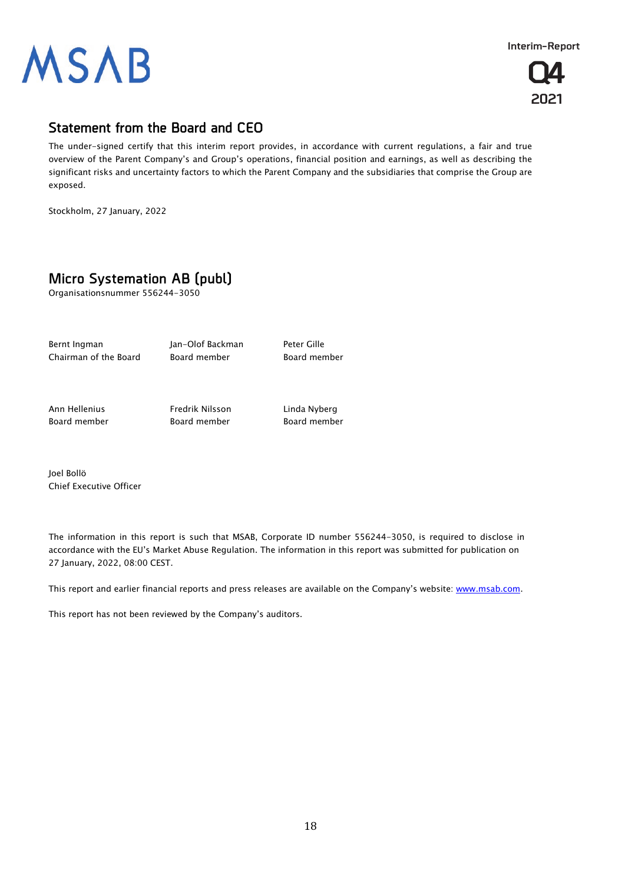## Statement from the Board and CEO

The under-signed certify that this interim report provides, in accordance with current regulations, a fair and true overview of the Parent Company's and Group's operations, financial position and earnings, as well as describing the significant risks and uncertainty factors to which the Parent Company and the subsidiaries that comprise the Group are exposed.

Stockholm, 27 January, 2022

## Micro Systemation AB (publ)

Organisationsnummer 556244-3050

| | | |
|---|---|---|
| Bernt Ingman<br>Chairman of the Board | Jan-Olof Backman<br>Board member | Peter Gille<br>Board member |
| Ann Hellenius<br>Board member | Fredrik Nilsson<br>Board member | Linda Nyberg<br>Board member |

Joel Bollö
Chief Executive Officer

The information in this report is such that MSAB, Corporate ID number 556244-3050, is required to disclose in accordance with the EU's Market Abuse Regulation. The information in this report was submitted for publication on 27 January, 2022, 08:00 CEST.

This report and earlier financial reports and press releases are available on the Company's website: www.msab.com.

This report has not been reviewed by the Company's auditors.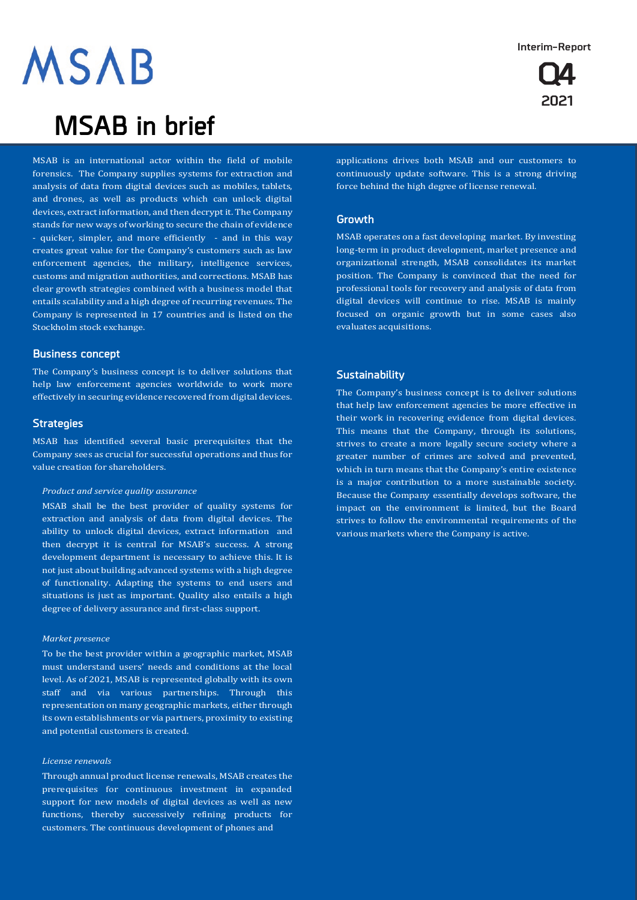# MSAB in brief

MSAB is an international actor within the field of mobile forensics. The Company supplies systems for extraction and analysis of data from digital devices such as mobiles, tablets, and drones, as well as products which can unlock digital devices, extract information, and then decrypt it. The Company stands for new ways of working to secure the chain of evidence - quicker, simpler, and more efficiently - and in this way creates great value for the Company's customers such as law enforcement agencies, the military, intelligence services, customs and migration authorities, and corrections. MSAB has clear growth strategies combined with a business model that entails scalability and a high degree of recurring revenues. The Company is represented in 17 countries and is listed on the Stockholm stock exchange.

## Business concept

The Company's business concept is to deliver solutions that help law enforcement agencies worldwide to work more effectively in securing evidence recovered from digital devices.

## Strategies

MSAB has identified several basic prerequisites that the Company sees as crucial for successful operations and thus for value creation for shareholders.

*Product and service quality assurance*

MSAB shall be the best provider of quality systems for extraction and analysis of data from digital devices. The ability to unlock digital devices, extract information and then decrypt it is central for MSAB's success. A strong development department is necessary to achieve this. It is not just about building advanced systems with a high degree of functionality. Adapting the systems to end users and situations is just as important. Quality also entails a high degree of delivery assurance and first-class support.

*Market presence*

To be the best provider within a geographic market, MSAB must understand users' needs and conditions at the local level. As of 2021, MSAB is represented globally with its own staff and via various partnerships. Through this representation on many geographic markets, either through its own establishments or via partners, proximity to existing and potential customers is created.

*License renewals*

Through annual product license renewals, MSAB creates the prerequisites for continuous investment in expanded support for new models of digital devices as well as new functions, thereby successively refining products for customers. The continuous development of phones and applications drives both MSAB and our customers to continuously update software. This is a strong driving force behind the high degree of license renewal.

## Growth

MSAB operates on a fast developing market. By investing long-term in product development, market presence and organizational strength, MSAB consolidates its market position. The Company is convinced that the need for professional tools for recovery and analysis of data from digital devices will continue to rise. MSAB is mainly focused on organic growth but in some cases also evaluates acquisitions.

## Sustainability

The Company's business concept is to deliver solutions that help law enforcement agencies be more effective in their work in recovering evidence from digital devices. This means that the Company, through its solutions, strives to create a more legally secure society where a greater number of crimes are solved and prevented, which in turn means that the Company's entire existence is a major contribution to a more sustainable society. Because the Company essentially develops software, the impact on the environment is limited, but the Board strives to follow the environmental requirements of the various markets where the Company is active.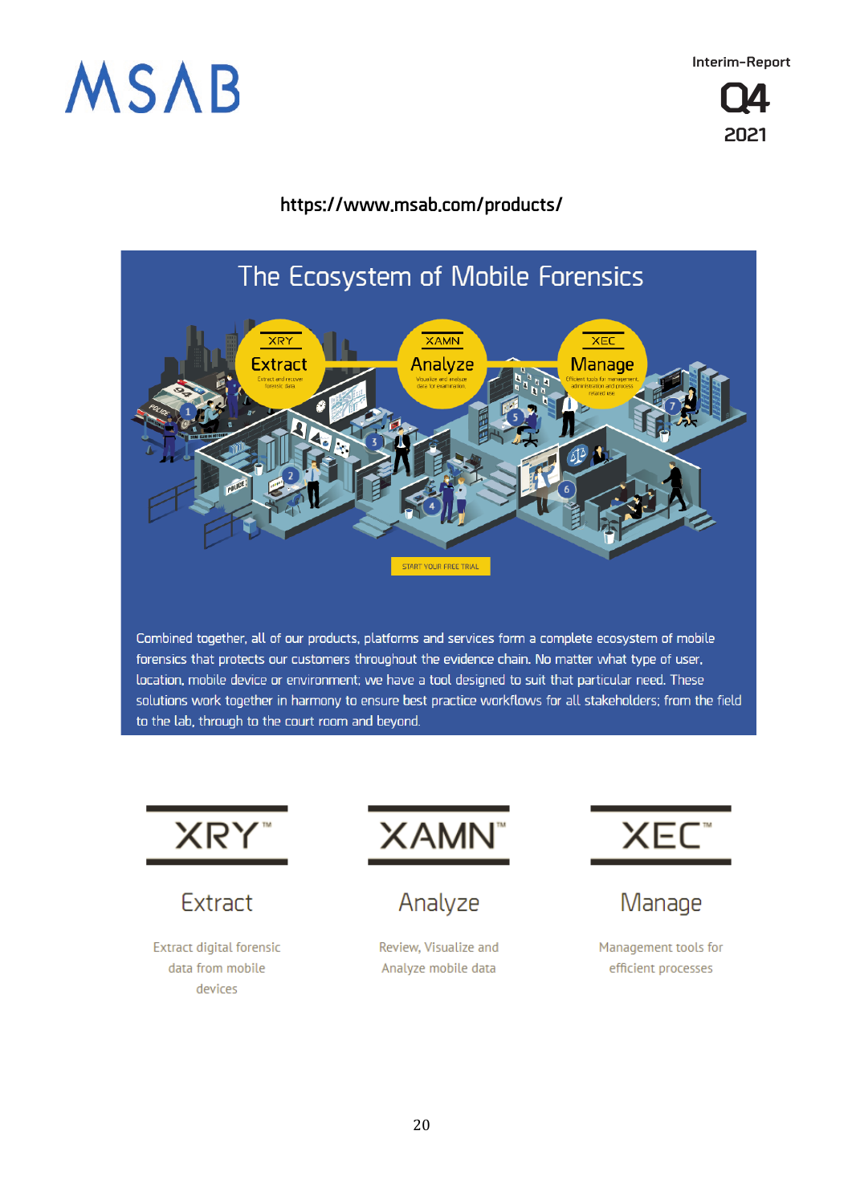https://www.msab.com/products/

The Ecosystem of Mobile Forensics

Combined together, all of our products, platforms and services form a complete ecosystem of mobile forensics that protects our customers throughout the evidence chain. No matter what type of user, location, mobile device or environment; we have a tool designed to suit that particular need. These solutions work together in harmony to ensure best practice workflows for all stakeholders; from the field to the lab, through to the court room and beyond.

**XRY™**

Extract

Extract digital forensic data from mobile devices

**XAMN™**

Analyze

Review, Visualize and Analyze mobile data

**XEC™**

Manage

Management tools for efficient processes